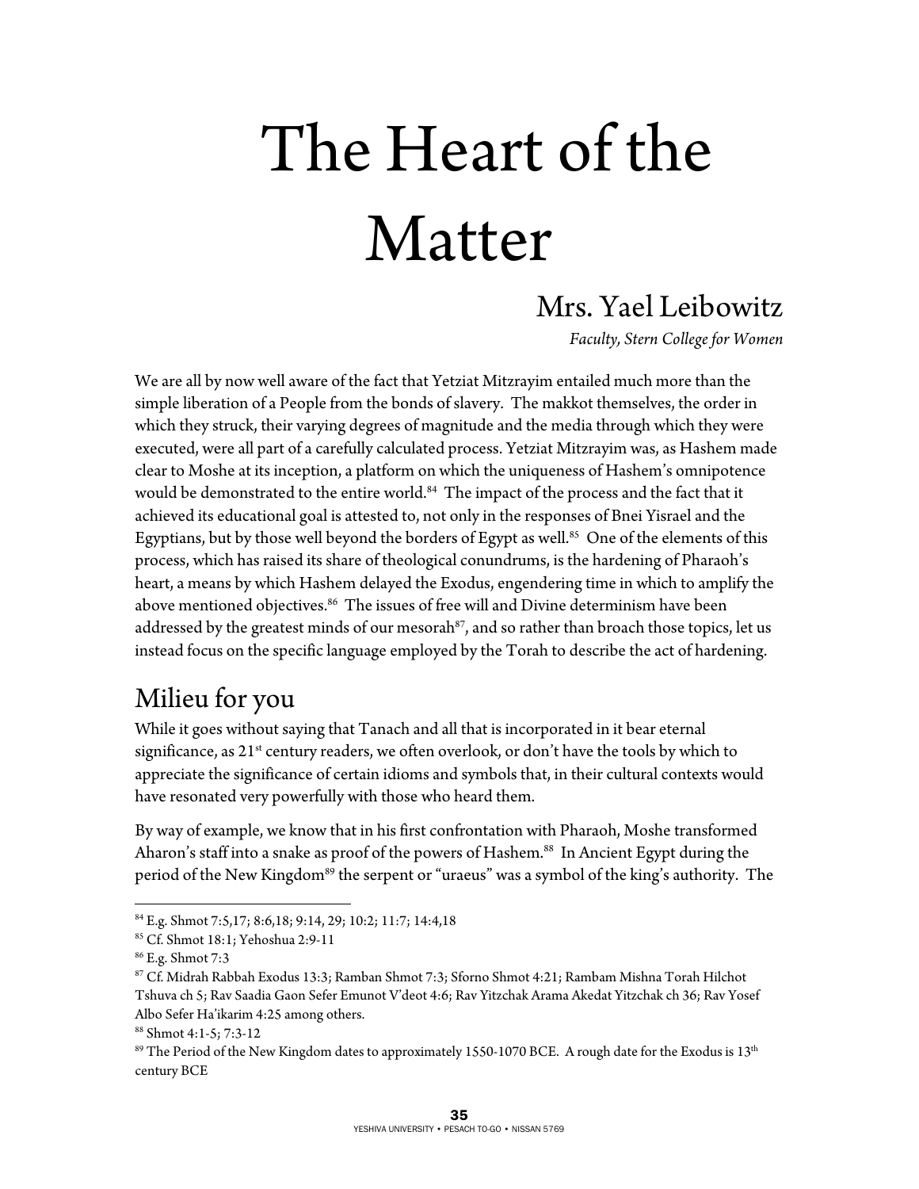# The Heart of the Matter

## Mrs. Yael Leibowitz

*Faculty, Stern College for Women*

We are all by now well aware of the fact that Yetziat Mitzrayim entailed much more than the simple liberation of a People from the bonds of slavery. The makkot themselves, the order in which they struck, their varying degrees of magnitude and the media through which they were executed, were all part of a carefully calculated process. Yetziat Mitzrayim was, as Hashem made clear to Moshe at its inception, a platform on which the uniqueness of Hashem's omnipotence would be demonstrated to the entire world.[84] The impact of the process and the fact that it achieved its educational goal is attested to, not only in the responses of Bnei Yisrael and the Egyptians, but by those well beyond the borders of Egypt as well.[85] One of the elements of this process, which has raised its share of theological conundrums, is the hardening of Pharaoh's heart, a means by which Hashem delayed the Exodus, engendering time in which to amplify the above mentioned objectives.[86] The issues of free will and Divine determinism have been addressed by the greatest minds of our mesorah[87], and so rather than broach those topics, let us instead focus on the specific language employed by the Torah to describe the act of hardening.

## Milieu for you

While it goes without saying that Tanach and all that is incorporated in it bear eternal significance, as 21st century readers, we often overlook, or don't have the tools by which to appreciate the significance of certain idioms and symbols that, in their cultural contexts would have resonated very powerfully with those who heard them.

By way of example, we know that in his first confrontation with Pharaoh, Moshe transformed Aharon's staff into a snake as proof of the powers of Hashem.[88] In Ancient Egypt during the period of the New Kingdom[89] the serpent or "uraeus" was a symbol of the king's authority. The

---

[84] E.g. Shmot 7:5,17; 8:6,18; 9:14, 29; 10:2; 11:7; 14:4,18

[85] Cf. Shmot 18:1; Yehoshua 2:9-11

[86] E.g. Shmot 7:3

[87] Cf. Midrah Rabbah Exodus 13:3; Ramban Shmot 7:3; Sforno Shmot 4:21; Rambam Mishna Torah Hilchot Tshuva ch 5; Rav Saadia Gaon Sefer Emunot V'deot 4:6; Rav Yitzchak Arama Akedat Yitzchak ch 36; Rav Yosef Albo Sefer Ha'ikarim 4:25 among others.

[88] Shmot 4:1-5; 7:3-12

[89] The Period of the New Kingdom dates to approximately 1550-1070 BCE. A rough date for the Exodus is 13th century BCE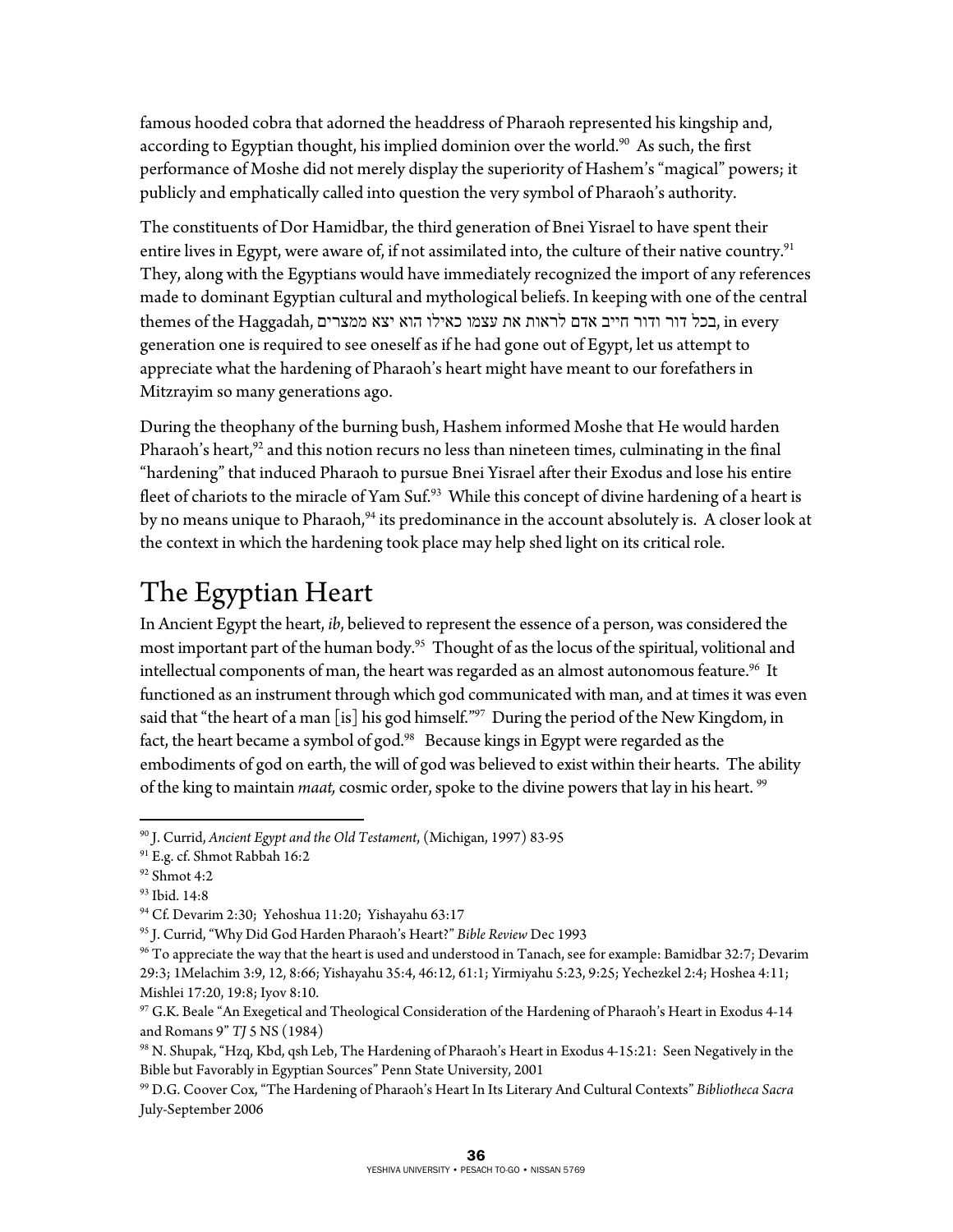famous hooded cobra that adorned the headdress of Pharaoh represented his kingship and, according to Egyptian thought, his implied dominion over the world.[90] As such, the first performance of Moshe did not merely display the superiority of Hashem's "magical" powers; it publicly and emphatically called into question the very symbol of Pharaoh's authority.

The constituents of Dor Hamidbar, the third generation of Bnei Yisrael to have spent their entire lives in Egypt, were aware of, if not assimilated into, the culture of their native country.[91] They, along with the Egyptians would have immediately recognized the import of any references made to dominant Egyptian cultural and mythological beliefs. In keeping with one of the central themes of the Haggadah, בכל דור ודור חייב אדם לראות את עצמו כאילו הוא יצא ממצרים, in every generation one is required to see oneself as if he had gone out of Egypt, let us attempt to appreciate what the hardening of Pharaoh's heart might have meant to our forefathers in Mitzrayim so many generations ago.

During the theophany of the burning bush, Hashem informed Moshe that He would harden Pharaoh's heart,[92] and this notion recurs no less than nineteen times, culminating in the final "hardening" that induced Pharaoh to pursue Bnei Yisrael after their Exodus and lose his entire fleet of chariots to the miracle of Yam Suf.[93] While this concept of divine hardening of a heart is by no means unique to Pharaoh,[94] its predominance in the account absolutely is. A closer look at the context in which the hardening took place may help shed light on its critical role.

## The Egyptian Heart

In Ancient Egypt the heart, *ib*, believed to represent the essence of a person, was considered the most important part of the human body.[95] Thought of as the locus of the spiritual, volitional and intellectual components of man, the heart was regarded as an almost autonomous feature.[96] It functioned as an instrument through which god communicated with man, and at times it was even said that "the heart of a man [is] his god himself."[97] During the period of the New Kingdom, in fact, the heart became a symbol of god.[98] Because kings in Egypt were regarded as the embodiments of god on earth, the will of god was believed to exist within their hearts. The ability of the king to maintain *maat,* cosmic order, spoke to the divine powers that lay in his heart.[99]

---

[90] J. Currid, *Ancient Egypt and the Old Testament*, (Michigan, 1997) 83-95

[91] E.g. cf. Shmot Rabbah 16:2

[92] Shmot 4:2

[93] Ibid. 14:8

[94] Cf. Devarim 2:30; Yehoshua 11:20; Yishayahu 63:17

[95] J. Currid, "Why Did God Harden Pharaoh's Heart?" *Bible Review* Dec 1993

[96] To appreciate the way that the heart is used and understood in Tanach, see for example: Bamidbar 32:7; Devarim 29:3; 1Melachim 3:9, 12, 8:66; Yishayahu 35:4, 46:12, 61:1; Yirmiyahu 5:23, 9:25; Yechezkel 2:4; Hoshea 4:11; Mishlei 17:20, 19:8; Iyov 8:10.

[97] G.K. Beale "An Exegetical and Theological Consideration of the Hardening of Pharaoh's Heart in Exodus 4-14 and Romans 9" *TJ* 5 NS (1984)

[98] N. Shupak, "Hzq, Kbd, qsh Leb, The Hardening of Pharaoh's Heart in Exodus 4-15:21: Seen Negatively in the Bible but Favorably in Egyptian Sources" Penn State University, 2001

[99] D.G. Coover Cox, "The Hardening of Pharaoh's Heart In Its Literary And Cultural Contexts" *Bibliotheca Sacra* July-September 2006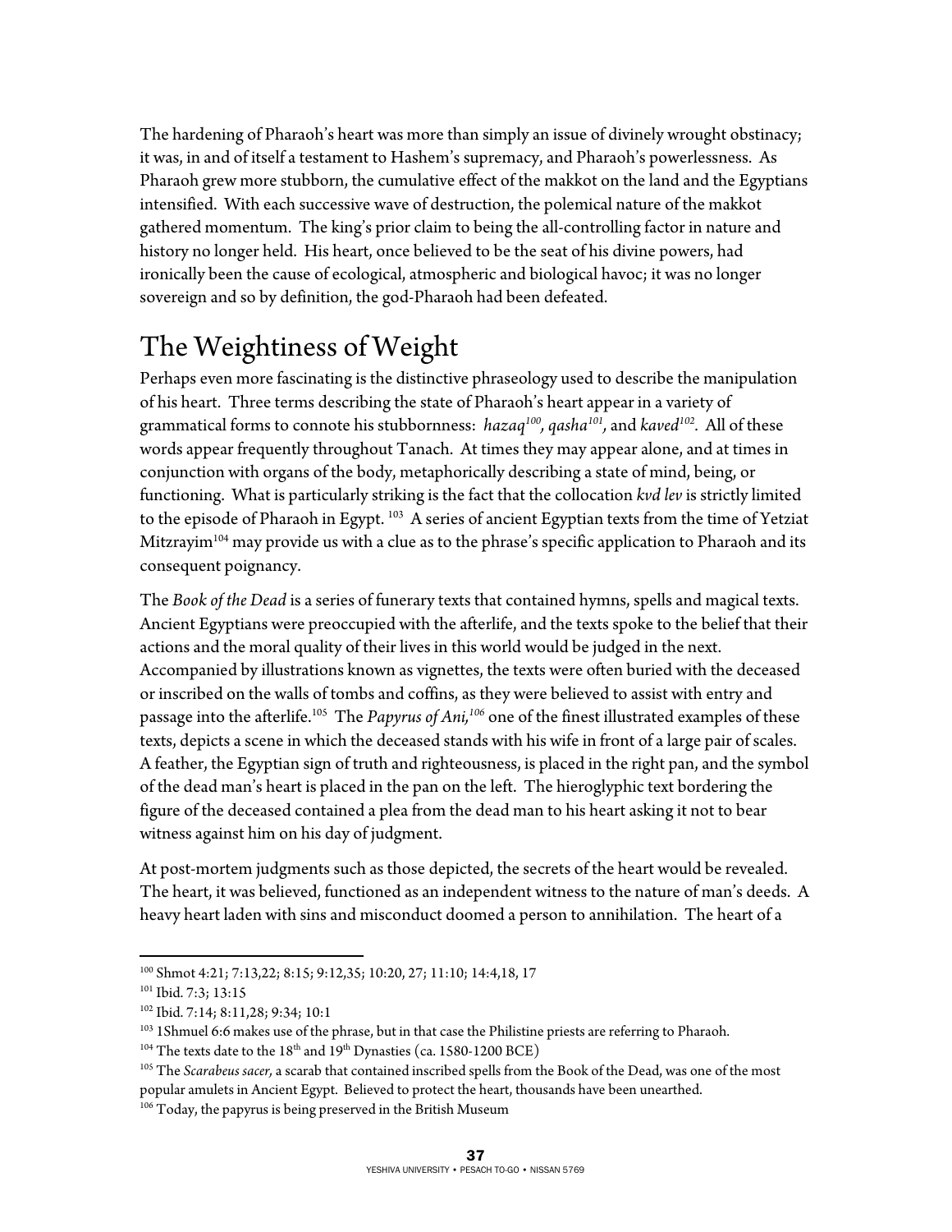The hardening of Pharaoh's heart was more than simply an issue of divinely wrought obstinacy; it was, in and of itself a testament to Hashem's supremacy, and Pharaoh's powerlessness. As Pharaoh grew more stubborn, the cumulative effect of the makkot on the land and the Egyptians intensified. With each successive wave of destruction, the polemical nature of the makkot gathered momentum. The king's prior claim to being the all-controlling factor in nature and history no longer held. His heart, once believed to be the seat of his divine powers, had ironically been the cause of ecological, atmospheric and biological havoc; it was no longer sovereign and so by definition, the god-Pharaoh had been defeated.

# The Weightiness of Weight

Perhaps even more fascinating is the distinctive phraseology used to describe the manipulation of his heart. Three terms describing the state of Pharaoh's heart appear in a variety of grammatical forms to connote his stubbornness: *hazaq*[100], *qasha*[101], and *kaved*[102]. All of these words appear frequently throughout Tanach. At times they may appear alone, and at times in conjunction with organs of the body, metaphorically describing a state of mind, being, or functioning. What is particularly striking is the fact that the collocation *kvd lev* is strictly limited to the episode of Pharaoh in Egypt. [103] A series of ancient Egyptian texts from the time of Yetziat Mitzrayim[104] may provide us with a clue as to the phrase's specific application to Pharaoh and its consequent poignancy.

The *Book of the Dead* is a series of funerary texts that contained hymns, spells and magical texts. Ancient Egyptians were preoccupied with the afterlife, and the texts spoke to the belief that their actions and the moral quality of their lives in this world would be judged in the next. Accompanied by illustrations known as vignettes, the texts were often buried with the deceased or inscribed on the walls of tombs and coffins, as they were believed to assist with entry and passage into the afterlife.[105] The *Papyrus of Ani,*[106] one of the finest illustrated examples of these texts, depicts a scene in which the deceased stands with his wife in front of a large pair of scales. A feather, the Egyptian sign of truth and righteousness, is placed in the right pan, and the symbol of the dead man's heart is placed in the pan on the left. The hieroglyphic text bordering the figure of the deceased contained a plea from the dead man to his heart asking it not to bear witness against him on his day of judgment.

At post-mortem judgments such as those depicted, the secrets of the heart would be revealed. The heart, it was believed, functioned as an independent witness to the nature of man's deeds. A heavy heart laden with sins and misconduct doomed a person to annihilation. The heart of a

---

[100] Shmot 4:21; 7:13,22; 8:15; 9:12,35; 10:20, 27; 11:10; 14:4,18, 17

[101] Ibid. 7:3; 13:15

[102] Ibid. 7:14; 8:11,28; 9:34; 10:1

[103] 1Shmuel 6:6 makes use of the phrase, but in that case the Philistine priests are referring to Pharaoh.

[104] The texts date to the 18th and 19th Dynasties (ca. 1580-1200 BCE)

[105] The *Scarabeus sacer,* a scarab that contained inscribed spells from the Book of the Dead, was one of the most popular amulets in Ancient Egypt. Believed to protect the heart, thousands have been unearthed.

[106] Today, the papyrus is being preserved in the British Museum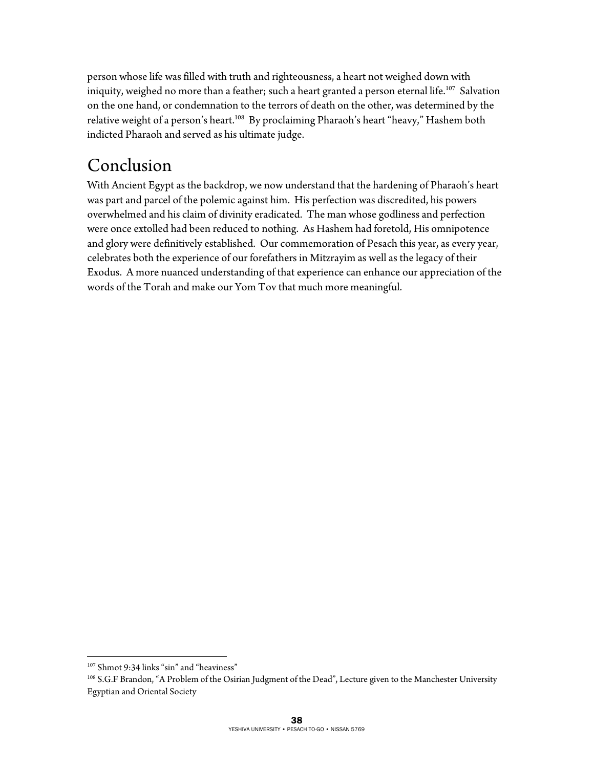person whose life was filled with truth and righteousness, a heart not weighed down with iniquity, weighed no more than a feather; such a heart granted a person eternal life.[107] Salvation on the one hand, or condemnation to the terrors of death on the other, was determined by the relative weight of a person's heart.[108] By proclaiming Pharaoh's heart "heavy," Hashem both indicted Pharaoh and served as his ultimate judge.

## Conclusion

With Ancient Egypt as the backdrop, we now understand that the hardening of Pharaoh's heart was part and parcel of the polemic against him. His perfection was discredited, his powers overwhelmed and his claim of divinity eradicated. The man whose godliness and perfection were once extolled had been reduced to nothing. As Hashem had foretold, His omnipotence and glory were definitively established. Our commemoration of Pesach this year, as every year, celebrates both the experience of our forefathers in Mitzrayim as well as the legacy of their Exodus. A more nuanced understanding of that experience can enhance our appreciation of the words of the Torah and make our Yom Tov that much more meaningful.

---

[107] Shmot 9:34 links "sin" and "heaviness"

[108] S.G.F Brandon, "A Problem of the Osirian Judgment of the Dead", Lecture given to the Manchester University Egyptian and Oriental Society